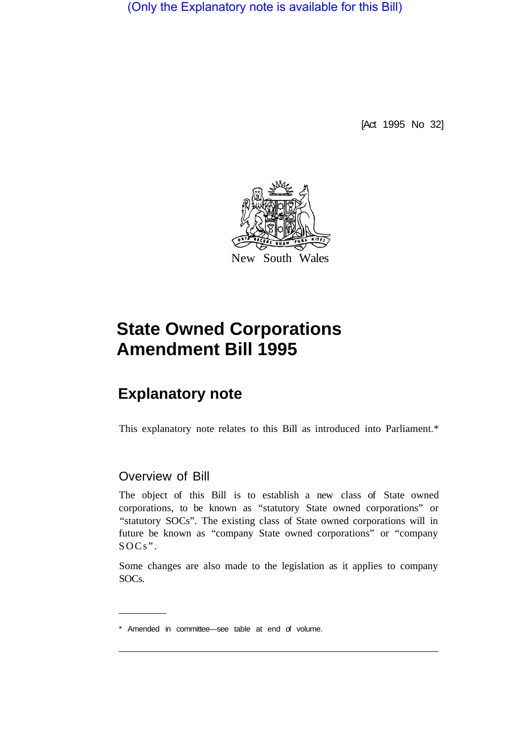(Only the Explanatory note is available for this Bill)

[Act 1995 No 32]

New South Wales

# State Owned Corporations Amendment Bill 1995

## Explanatory note

This explanatory note relates to this Bill as introduced into Parliament.*

### Overview of Bill

The object of this Bill is to establish a new class of State owned corporations, to be known as "statutory State owned corporations" or "statutory SOCs". The existing class of State owned corporations will in future be known as "company State owned corporations" or "company SOCs".

Some changes are also made to the legislation as it applies to company SOCs.

* Amended in committee—see table at end of volume.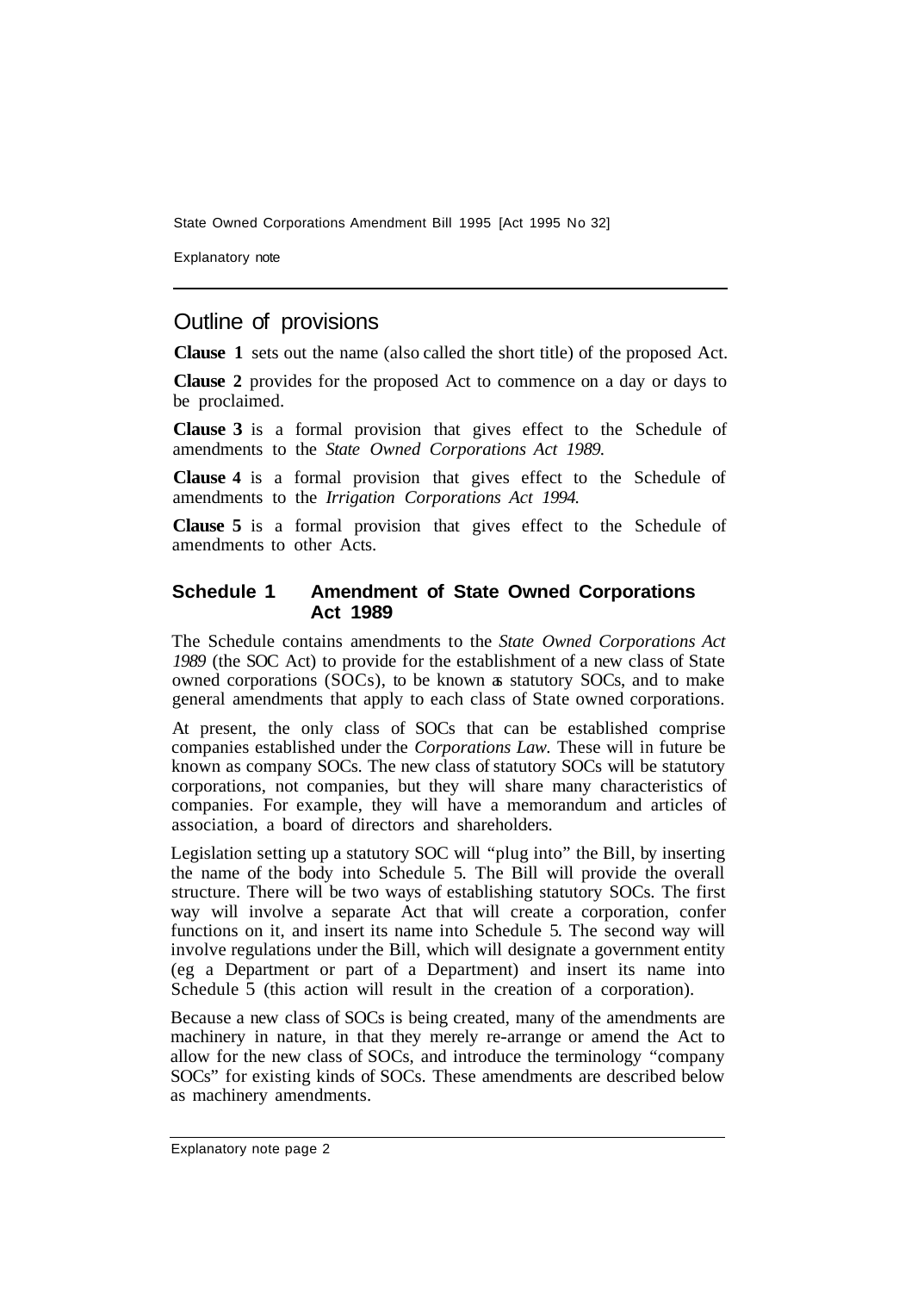## Outline of provisions

**Clause 1** sets out the name (also called the short title) of the proposed Act.

**Clause 2** provides for the proposed Act to commence on a day or days to be proclaimed.

**Clause 3** is a formal provision that gives effect to the Schedule of amendments to the *State Owned Corporations Act 1989.*

**Clause 4** is a formal provision that gives effect to the Schedule of amendments to the *Irrigation Corporations Act 1994.*

**Clause 5** is a formal provision that gives effect to the Schedule of amendments to other Acts.

### Schedule 1 Amendment of State Owned Corporations Act 1989

The Schedule contains amendments to the *State Owned Corporations Act 1989* (the SOC Act) to provide for the establishment of a new class of State owned corporations (SOCs), to be known as statutory SOCs, and to make general amendments that apply to each class of State owned corporations.

At present, the only class of SOCs that can be established comprise companies established under the *Corporations Law.* These will in future be known as company SOCs. The new class of statutory SOCs will be statutory corporations, not companies, but they will share many characteristics of companies. For example, they will have a memorandum and articles of association, a board of directors and shareholders.

Legislation setting up a statutory SOC will "plug into" the Bill, by inserting the name of the body into Schedule 5. The Bill will provide the overall structure. There will be two ways of establishing statutory SOCs. The first way will involve a separate Act that will create a corporation, confer functions on it, and insert its name into Schedule 5. The second way will involve regulations under the Bill, which will designate a government entity (eg a Department or part of a Department) and insert its name into Schedule 5 (this action will result in the creation of a corporation).

Because a new class of SOCs is being created, many of the amendments are machinery in nature, in that they merely re-arrange or amend the Act to allow for the new class of SOCs, and introduce the terminology "company SOCs" for existing kinds of SOCs. These amendments are described below as machinery amendments.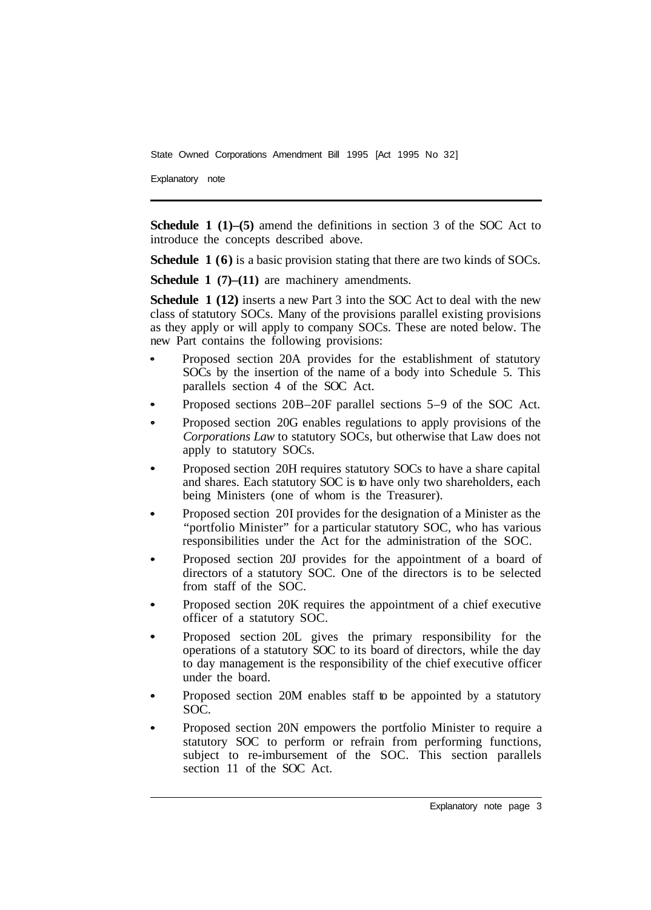**Schedule 1 (1)–(5)** amend the definitions in section 3 of the SOC Act to introduce the concepts described above.

**Schedule 1 (6)** is a basic provision stating that there are two kinds of SOCs.

**Schedule 1 (7)–(11)** are machinery amendments.

**Schedule 1 (12)** inserts a new Part 3 into the SOC Act to deal with the new class of statutory SOCs. Many of the provisions parallel existing provisions as they apply or will apply to company SOCs. These are noted below. The new Part contains the following provisions:

- Proposed section 20A provides for the establishment of statutory SOCs by the insertion of the name of a body into Schedule 5. This parallels section 4 of the SOC Act.
- Proposed sections 20B–20F parallel sections 5–9 of the SOC Act.
- Proposed section 20G enables regulations to apply provisions of the *Corporations Law* to statutory SOCs, but otherwise that Law does not apply to statutory SOCs.
- Proposed section 20H requires statutory SOCs to have a share capital and shares. Each statutory SOC is to have only two shareholders, each being Ministers (one of whom is the Treasurer).
- Proposed section 20I provides for the designation of a Minister as the "portfolio Minister" for a particular statutory SOC, who has various responsibilities under the Act for the administration of the SOC.
- Proposed section 20J provides for the appointment of a board of directors of a statutory SOC. One of the directors is to be selected from staff of the SOC.
- Proposed section 20K requires the appointment of a chief executive officer of a statutory SOC.
- Proposed section 20L gives the primary responsibility for the operations of a statutory SOC to its board of directors, while the day to day management is the responsibility of the chief executive officer under the board.
- Proposed section 20M enables staff to be appointed by a statutory SOC.
- Proposed section 20N empowers the portfolio Minister to require a statutory SOC to perform or refrain from performing functions, subject to re-imbursement of the SOC. This section parallels section 11 of the SOC Act.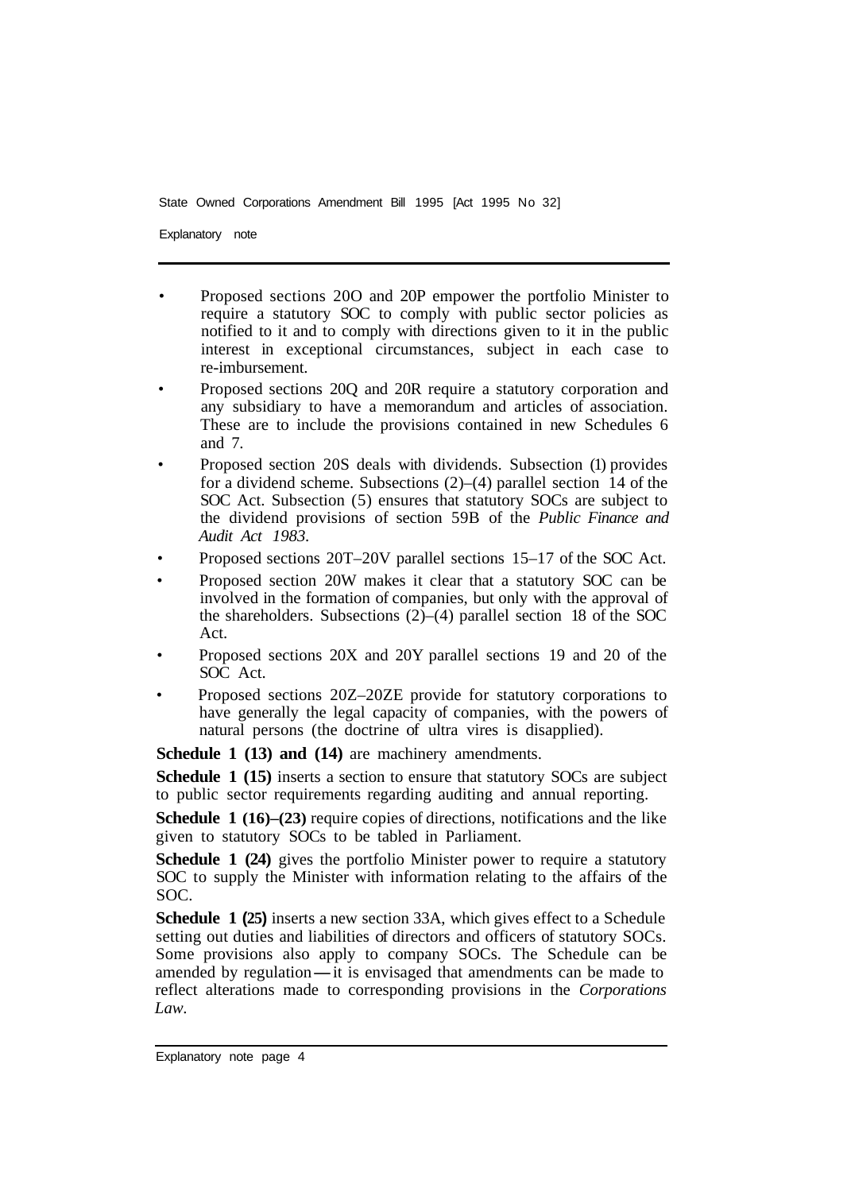- Proposed sections 20O and 20P empower the portfolio Minister to require a statutory SOC to comply with public sector policies as notified to it and to comply with directions given to it in the public interest in exceptional circumstances, subject in each case to re-imbursement.
- Proposed sections 20Q and 20R require a statutory corporation and any subsidiary to have a memorandum and articles of association. These are to include the provisions contained in new Schedules 6 and 7.
- Proposed section 20S deals with dividends. Subsection (1) provides for a dividend scheme. Subsections (2)–(4) parallel section 14 of the SOC Act. Subsection (5) ensures that statutory SOCs are subject to the dividend provisions of section 59B of the *Public Finance and Audit Act 1983*.
- Proposed sections 20T–20V parallel sections 15–17 of the SOC Act.
- Proposed section 20W makes it clear that a statutory SOC can be involved in the formation of companies, but only with the approval of the shareholders. Subsections (2)–(4) parallel section 18 of the SOC Act.
- Proposed sections 20X and 20Y parallel sections 19 and 20 of the SOC Act.
- Proposed sections 20Z–20ZE provide for statutory corporations to have generally the legal capacity of companies, with the powers of natural persons (the doctrine of ultra vires is disapplied).

**Schedule 1 (13) and (14)** are machinery amendments.

**Schedule 1 (15)** inserts a section to ensure that statutory SOCs are subject to public sector requirements regarding auditing and annual reporting.

**Schedule 1 (16)–(23)** require copies of directions, notifications and the like given to statutory SOCs to be tabled in Parliament.

**Schedule 1 (24)** gives the portfolio Minister power to require a statutory SOC to supply the Minister with information relating to the affairs of the SOC.

**Schedule 1 (25)** inserts a new section 33A, which gives effect to a Schedule setting out duties and liabilities of directors and officers of statutory SOCs. Some provisions also apply to company SOCs. The Schedule can be amended by regulation—it is envisaged that amendments can be made to reflect alterations made to corresponding provisions in the *Corporations Law*.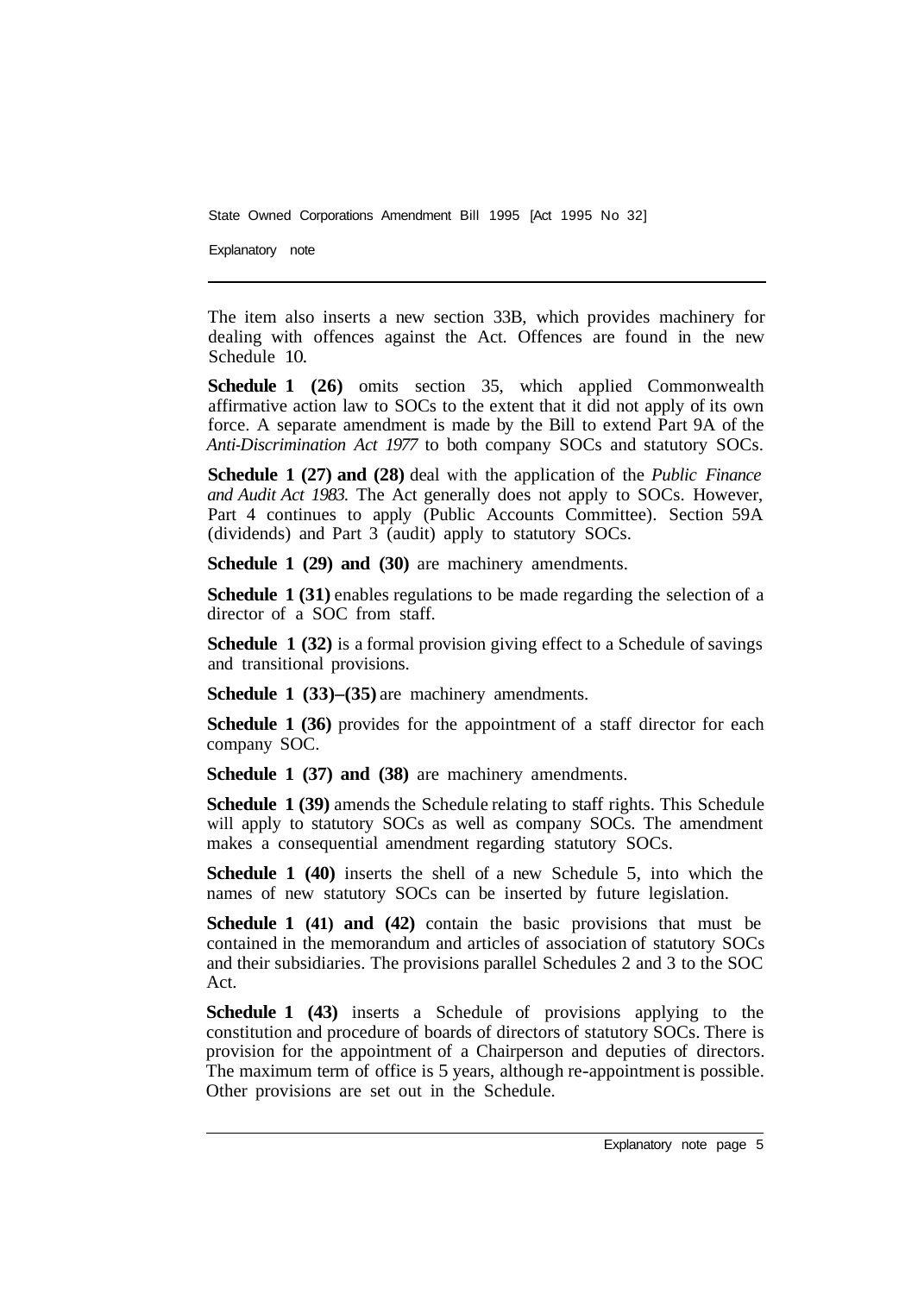The item also inserts a new section 33B, which provides machinery for dealing with offences against the Act. Offences are found in the new Schedule 10.

**Schedule 1 (26)** omits section 35, which applied Commonwealth affirmative action law to SOCs to the extent that it did not apply of its own force. A separate amendment is made by the Bill to extend Part 9A of the *Anti-Discrimination Act 1977* to both company SOCs and statutory SOCs.

**Schedule 1 (27) and (28)** deal with the application of the *Public Finance and Audit Act 1983.* The Act generally does not apply to SOCs. However, Part 4 continues to apply (Public Accounts Committee). Section 59A (dividends) and Part 3 (audit) apply to statutory SOCs.

**Schedule 1 (29) and (30)** are machinery amendments.

**Schedule 1 (31)** enables regulations to be made regarding the selection of a director of a SOC from staff.

**Schedule 1 (32)** is a formal provision giving effect to a Schedule of savings and transitional provisions.

**Schedule 1 (33)–(35)** are machinery amendments.

**Schedule 1 (36)** provides for the appointment of a staff director for each company SOC.

**Schedule 1 (37) and (38)** are machinery amendments.

**Schedule 1 (39)** amends the Schedule relating to staff rights. This Schedule will apply to statutory SOCs as well as company SOCs. The amendment makes a consequential amendment regarding statutory SOCs.

**Schedule 1 (40)** inserts the shell of a new Schedule 5, into which the names of new statutory SOCs can be inserted by future legislation.

**Schedule 1 (41) and (42)** contain the basic provisions that must be contained in the memorandum and articles of association of statutory SOCs and their subsidiaries. The provisions parallel Schedules 2 and 3 to the SOC Act.

**Schedule 1 (43)** inserts a Schedule of provisions applying to the constitution and procedure of boards of directors of statutory SOCs. There is provision for the appointment of a Chairperson and deputies of directors. The maximum term of office is 5 years, although re-appointment is possible. Other provisions are set out in the Schedule.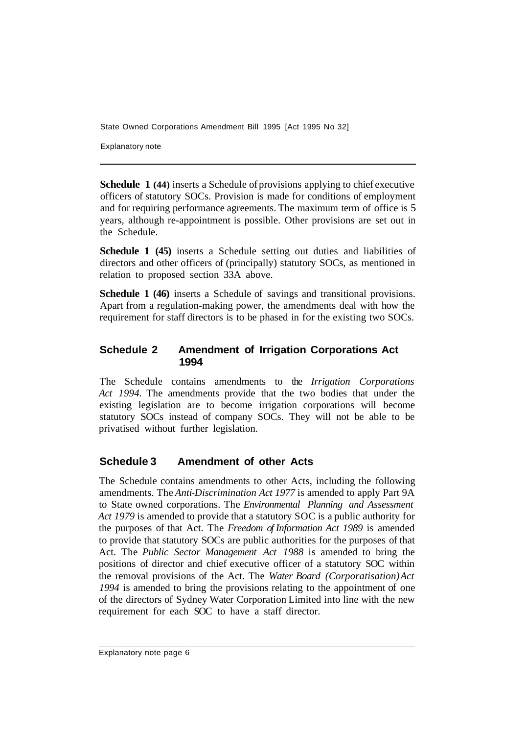**Schedule 1 (44)** inserts a Schedule of provisions applying to chief executive officers of statutory SOCs. Provision is made for conditions of employment and for requiring performance agreements. The maximum term of office is 5 years, although re-appointment is possible. Other provisions are set out in the Schedule.

**Schedule 1 (45)** inserts a Schedule setting out duties and liabilities of directors and other officers of (principally) statutory SOCs, as mentioned in relation to proposed section 33A above.

**Schedule 1 (46)** inserts a Schedule of savings and transitional provisions. Apart from a regulation-making power, the amendments deal with how the requirement for staff directors is to be phased in for the existing two SOCs.

## Schedule 2 Amendment of Irrigation Corporations Act 1994

The Schedule contains amendments to the *Irrigation Corporations Act 1994*. The amendments provide that the two bodies that under the existing legislation are to become irrigation corporations will become statutory SOCs instead of company SOCs. They will not be able to be privatised without further legislation.

## Schedule 3 Amendment of other Acts

The Schedule contains amendments to other Acts, including the following amendments. The *Anti-Discrimination Act 1977* is amended to apply Part 9A to State owned corporations. The *Environmental Planning and Assessment Act 1979* is amended to provide that a statutory SOC is a public authority for the purposes of that Act. The *Freedom of Information Act 1989* is amended to provide that statutory SOCs are public authorities for the purposes of that Act. The *Public Sector Management Act 1988* is amended to bring the positions of director and chief executive officer of a statutory SOC within the removal provisions of the Act. The *Water Board (Corporatisation) Act 1994* is amended to bring the provisions relating to the appointment of one of the directors of Sydney Water Corporation Limited into line with the new requirement for each SOC to have a staff director.